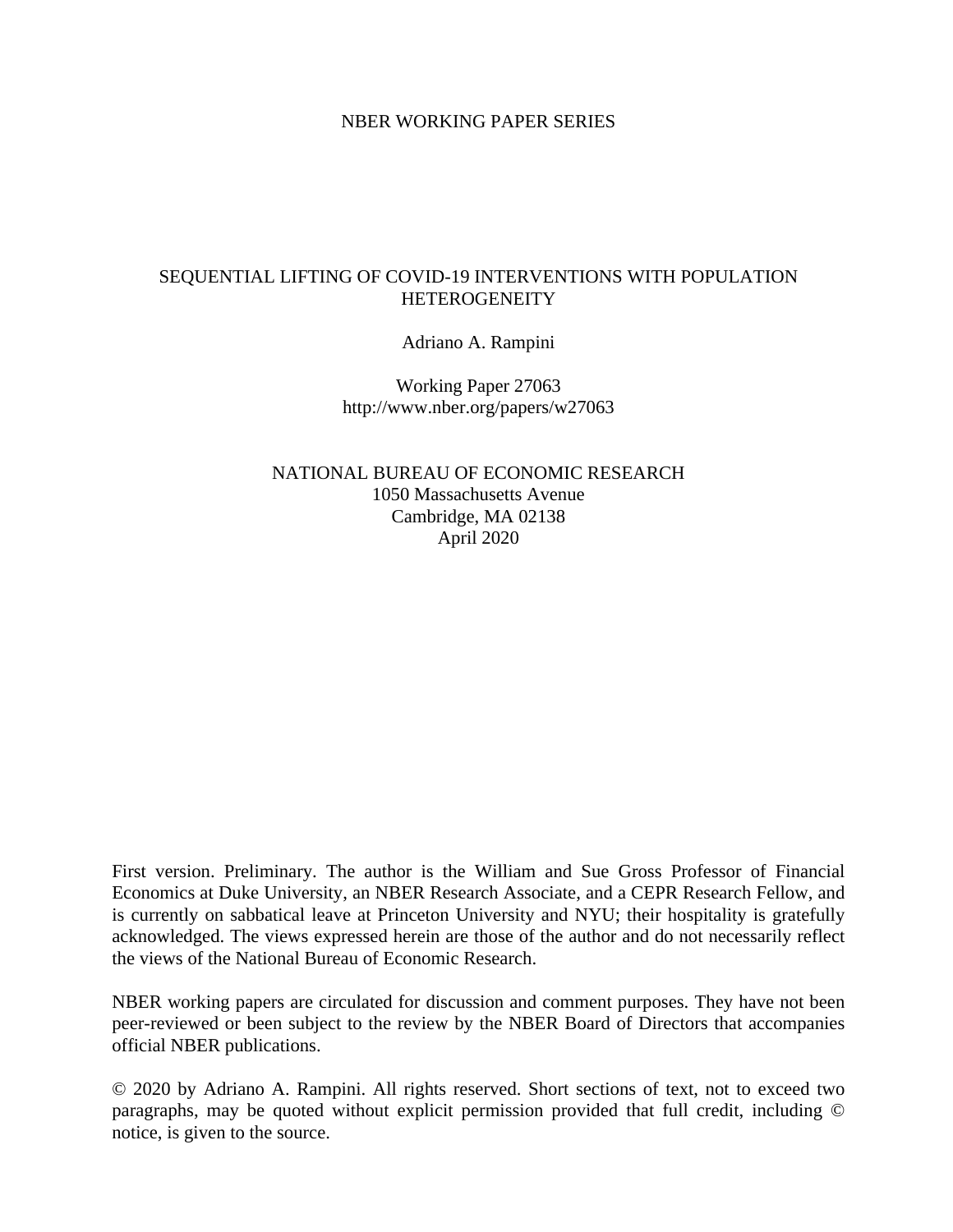NBER WORKING PAPER SERIES

# SEQUENTIAL LIFTING OF COVID-19 INTERVENTIONS WITH POPULATION HETEROGENEITY

Adriano A. Rampini

Working Paper 27063
http://www.nber.org/papers/w27063

NATIONAL BUREAU OF ECONOMIC RESEARCH
1050 Massachusetts Avenue
Cambridge, MA 02138
April 2020

First version. Preliminary. The author is the William and Sue Gross Professor of Financial Economics at Duke University, an NBER Research Associate, and a CEPR Research Fellow, and is currently on sabbatical leave at Princeton University and NYU; their hospitality is gratefully acknowledged. The views expressed herein are those of the author and do not necessarily reflect the views of the National Bureau of Economic Research.

NBER working papers are circulated for discussion and comment purposes. They have not been peer-reviewed or been subject to the review by the NBER Board of Directors that accompanies official NBER publications.

© 2020 by Adriano A. Rampini. All rights reserved. Short sections of text, not to exceed two paragraphs, may be quoted without explicit permission provided that full credit, including © notice, is given to the source.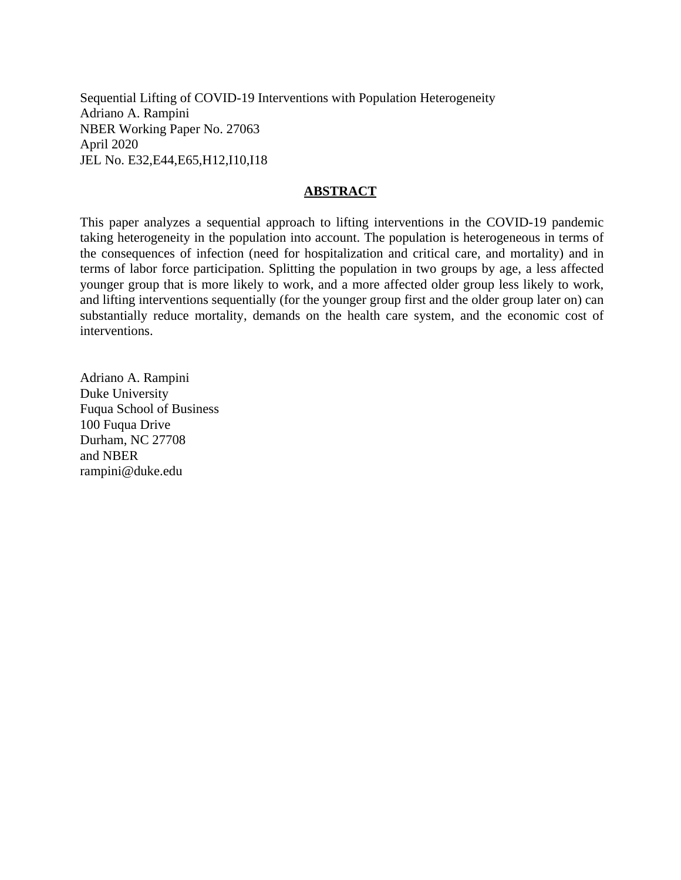Sequential Lifting of COVID-19 Interventions with Population Heterogeneity
Adriano A. Rampini
NBER Working Paper No. 27063
April 2020
JEL No. E32,E44,E65,H12,I10,I18

## ABSTRACT

This paper analyzes a sequential approach to lifting interventions in the COVID-19 pandemic taking heterogeneity in the population into account. The population is heterogeneous in terms of the consequences of infection (need for hospitalization and critical care, and mortality) and in terms of labor force participation. Splitting the population in two groups by age, a less affected younger group that is more likely to work, and a more affected older group less likely to work, and lifting interventions sequentially (for the younger group first and the older group later on) can substantially reduce mortality, demands on the health care system, and the economic cost of interventions.

Adriano A. Rampini
Duke University
Fuqua School of Business
100 Fuqua Drive
Durham, NC 27708
and NBER
rampini@duke.edu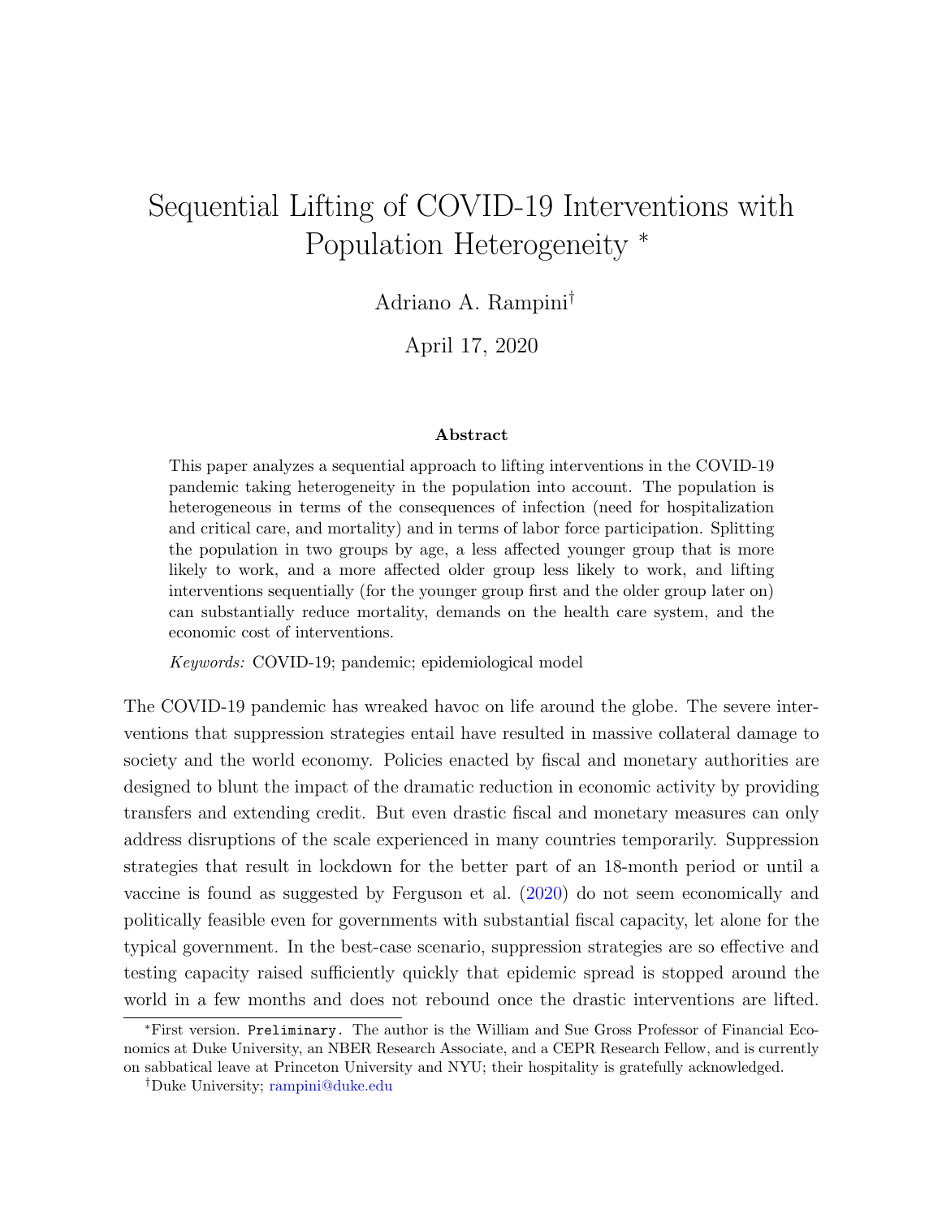# Sequential Lifting of COVID-19 Interventions with Population Heterogeneity [*]

Adriano A. Rampini[†]

April 17, 2020

### Abstract

This paper analyzes a sequential approach to lifting interventions in the COVID-19 pandemic taking heterogeneity in the population into account. The population is heterogeneous in terms of the consequences of infection (need for hospitalization and critical care, and mortality) and in terms of labor force participation. Splitting the population in two groups by age, a less affected younger group that is more likely to work, and a more affected older group less likely to work, and lifting interventions sequentially (for the younger group first and the older group later on) can substantially reduce mortality, demands on the health care system, and the economic cost of interventions.

*Keywords:* COVID-19; pandemic; epidemiological model

The COVID-19 pandemic has wreaked havoc on life around the globe. The severe interventions that suppression strategies entail have resulted in massive collateral damage to society and the world economy. Policies enacted by fiscal and monetary authorities are designed to blunt the impact of the dramatic reduction in economic activity by providing transfers and extending credit. But even drastic fiscal and monetary measures can only address disruptions of the scale experienced in many countries temporarily. Suppression strategies that result in lockdown for the better part of an 18-month period or until a vaccine is found as suggested by Ferguson et al. (2020) do not seem economically and politically feasible even for governments with substantial fiscal capacity, let alone for the typical government. In the best-case scenario, suppression strategies are so effective and testing capacity raised sufficiently quickly that epidemic spread is stopped around the world in a few months and does not rebound once the drastic interventions are lifted.

---

[*] First version. `Preliminary.` The author is the William and Sue Gross Professor of Financial Economics at Duke University, an NBER Research Associate, and a CEPR Research Fellow, and is currently on sabbatical leave at Princeton University and NYU; their hospitality is gratefully acknowledged.

[†] Duke University; rampini@duke.edu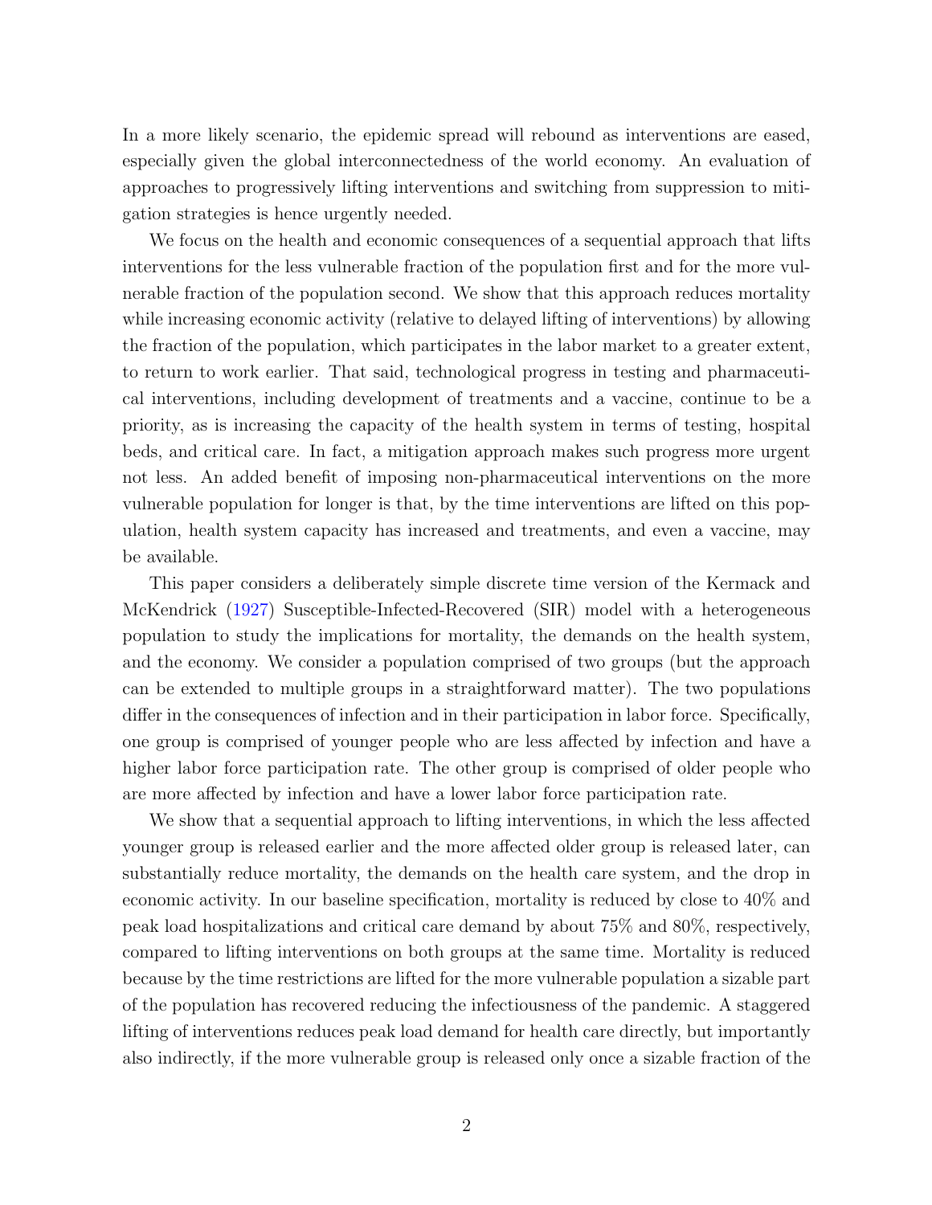In a more likely scenario, the epidemic spread will rebound as interventions are eased, especially given the global interconnectedness of the world economy. An evaluation of approaches to progressively lifting interventions and switching from suppression to mitigation strategies is hence urgently needed.

We focus on the health and economic consequences of a sequential approach that lifts interventions for the less vulnerable fraction of the population first and for the more vulnerable fraction of the population second. We show that this approach reduces mortality while increasing economic activity (relative to delayed lifting of interventions) by allowing the fraction of the population, which participates in the labor market to a greater extent, to return to work earlier. That said, technological progress in testing and pharmaceutical interventions, including development of treatments and a vaccine, continue to be a priority, as is increasing the capacity of the health system in terms of testing, hospital beds, and critical care. In fact, a mitigation approach makes such progress more urgent not less. An added benefit of imposing non-pharmaceutical interventions on the more vulnerable population for longer is that, by the time interventions are lifted on this population, health system capacity has increased and treatments, and even a vaccine, may be available.

This paper considers a deliberately simple discrete time version of the Kermack and McKendrick (1927) Susceptible-Infected-Recovered (SIR) model with a heterogeneous population to study the implications for mortality, the demands on the health system, and the economy. We consider a population comprised of two groups (but the approach can be extended to multiple groups in a straightforward matter). The two populations differ in the consequences of infection and in their participation in labor force. Specifically, one group is comprised of younger people who are less affected by infection and have a higher labor force participation rate. The other group is comprised of older people who are more affected by infection and have a lower labor force participation rate.

We show that a sequential approach to lifting interventions, in which the less affected younger group is released earlier and the more affected older group is released later, can substantially reduce mortality, the demands on the health care system, and the drop in economic activity. In our baseline specification, mortality is reduced by close to 40% and peak load hospitalizations and critical care demand by about 75% and 80%, respectively, compared to lifting interventions on both groups at the same time. Mortality is reduced because by the time restrictions are lifted for the more vulnerable population a sizable part of the population has recovered reducing the infectiousness of the pandemic. A staggered lifting of interventions reduces peak load demand for health care directly, but importantly also indirectly, if the more vulnerable group is released only once a sizable fraction of the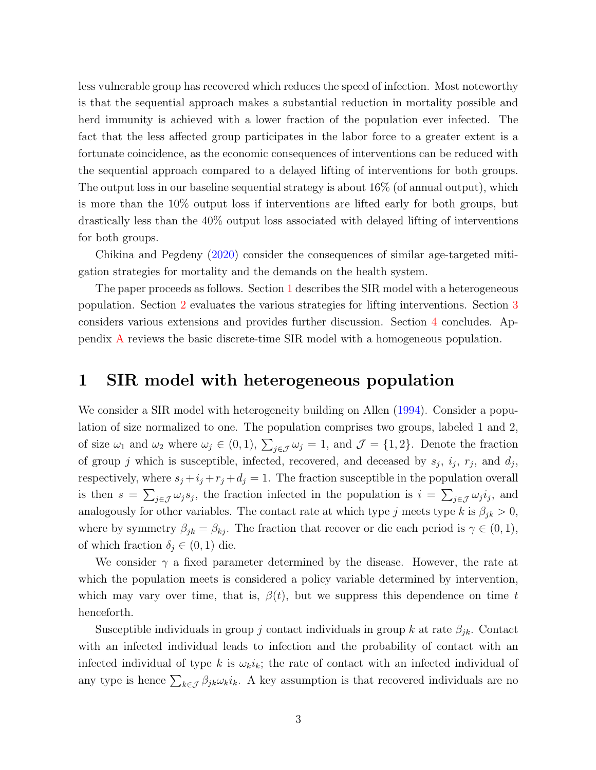less vulnerable group has recovered which reduces the speed of infection. Most noteworthy is that the sequential approach makes a substantial reduction in mortality possible and herd immunity is achieved with a lower fraction of the population ever infected. The fact that the less affected group participates in the labor force to a greater extent is a fortunate coincidence, as the economic consequences of interventions can be reduced with the sequential approach compared to a delayed lifting of interventions for both groups. The output loss in our baseline sequential strategy is about 16% (of annual output), which is more than the 10% output loss if interventions are lifted early for both groups, but drastically less than the 40% output loss associated with delayed lifting of interventions for both groups.

Chikina and Pegdeny (2020) consider the consequences of similar age-targeted mitigation strategies for mortality and the demands on the health system.

The paper proceeds as follows. Section 1 describes the SIR model with a heterogeneous population. Section 2 evaluates the various strategies for lifting interventions. Section 3 considers various extensions and provides further discussion. Section 4 concludes. Appendix A reviews the basic discrete-time SIR model with a homogeneous population.

# 1 SIR model with heterogeneous population

We consider a SIR model with heterogeneity building on Allen (1994). Consider a population of size normalized to one. The population comprises two groups, labeled 1 and 2, of size $\omega_1$ and $\omega_2$ where $\omega_j \in (0,1)$, $\sum_{j\in\mathcal{J}} \omega_j = 1$, and $\mathcal{J} = \{1,2\}$. Denote the fraction of group $j$ which is susceptible, infected, recovered, and deceased by $s_j$, $i_j$, $r_j$, and $d_j$, respectively, where $s_j + i_j + r_j + d_j = 1$. The fraction susceptible in the population overall is then $s = \sum_{j\in\mathcal{J}} \omega_j s_j$, the fraction infected in the population is $i = \sum_{j\in\mathcal{J}} \omega_j i_j$, and analogously for other variables. The contact rate at which type $j$ meets type $k$ is $\beta_{jk} > 0$, where by symmetry $\beta_{jk} = \beta_{kj}$. The fraction that recover or die each period is $\gamma \in (0,1)$, of which fraction $\delta_j \in (0,1)$ die.

We consider $\gamma$ a fixed parameter determined by the disease. However, the rate at which the population meets is considered a policy variable determined by intervention, which may vary over time, that is, $\beta(t)$, but we suppress this dependence on time $t$ henceforth.

Susceptible individuals in group $j$ contact individuals in group $k$ at rate $\beta_{jk}$. Contact with an infected individual leads to infection and the probability of contact with an infected individual of type $k$ is $\omega_k i_k$; the rate of contact with an infected individual of any type is hence $\sum_{k\in\mathcal{J}} \beta_{jk}\omega_k i_k$. A key assumption is that recovered individuals are no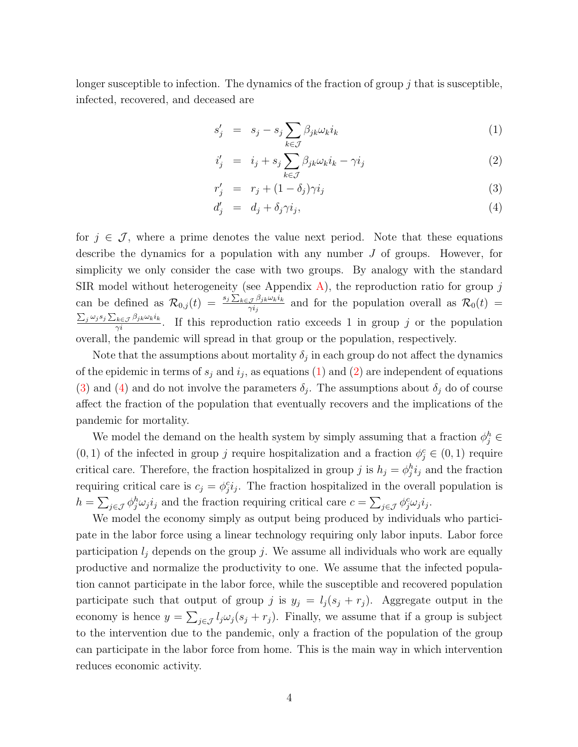longer susceptible to infection. The dynamics of the fraction of group $j$ that is susceptible, infected, recovered, and deceased are

$$
\begin{aligned}
s_j' &= s_j - s_j \sum_{k \in \mathcal{J}} \beta_{jk} \omega_k i_k && (1) \\
i_j' &= i_j + s_j \sum_{k \in \mathcal{J}} \beta_{jk} \omega_k i_k - \gamma i_j && (2) \\
r_j' &= r_j + (1 - \delta_j) \gamma i_j && (3) \\
d_j' &= d_j + \delta_j \gamma i_j, && (4)
\end{aligned}
$$

for $j \in \mathcal{J}$, where a prime denotes the value next period. Note that these equations describe the dynamics for a population with any number $J$ of groups. However, for simplicity we only consider the case with two groups. By analogy with the standard SIR model without heterogeneity (see Appendix A), the reproduction ratio for group $j$ can be defined as $\mathcal{R}_{0,j}(t) = \frac{s_j \sum_{k \in \mathcal{J}} \beta_{jk} \omega_k i_k}{\gamma i_j}$ and for the population overall as $\mathcal{R}_0(t) = \frac{\sum_j \omega_j s_j \sum_{k \in \mathcal{J}} \beta_{jk} \omega_k i_k}{\gamma i}$. If this reproduction ratio exceeds 1 in group $j$ or the population overall, the pandemic will spread in that group or the population, respectively.

Note that the assumptions about mortality $\delta_j$ in each group do not affect the dynamics of the epidemic in terms of $s_j$ and $i_j$, as equations (1) and (2) are independent of equations (3) and (4) and do not involve the parameters $\delta_j$. The assumptions about $\delta_j$ do of course affect the fraction of the population that eventually recovers and the implications of the pandemic for mortality.

We model the demand on the health system by simply assuming that a fraction $\phi_j^h \in (0, 1)$ of the infected in group $j$ require hospitalization and a fraction $\phi_j^c \in (0, 1)$ require critical care. Therefore, the fraction hospitalized in group $j$ is $h_j = \phi_j^h i_j$ and the fraction requiring critical care is $c_j = \phi_j^c i_j$. The fraction hospitalized in the overall population is $h = \sum_{j \in \mathcal{J}} \phi_j^h \omega_j i_j$ and the fraction requiring critical care $c = \sum_{j \in \mathcal{J}} \phi_j^c \omega_j i_j$.

We model the economy simply as output being produced by individuals who participate in the labor force using a linear technology requiring only labor inputs. Labor force participation $l_j$ depends on the group $j$. We assume all individuals who work are equally productive and normalize the productivity to one. We assume that the infected population cannot participate in the labor force, while the susceptible and recovered population participate such that output of group $j$ is $y_j = l_j(s_j + r_j)$. Aggregate output in the economy is hence $y = \sum_{j \in \mathcal{J}} l_j \omega_j (s_j + r_j)$. Finally, we assume that if a group is subject to the intervention due to the pandemic, only a fraction of the population of the group can participate in the labor force from home. This is the main way in which intervention reduces economic activity.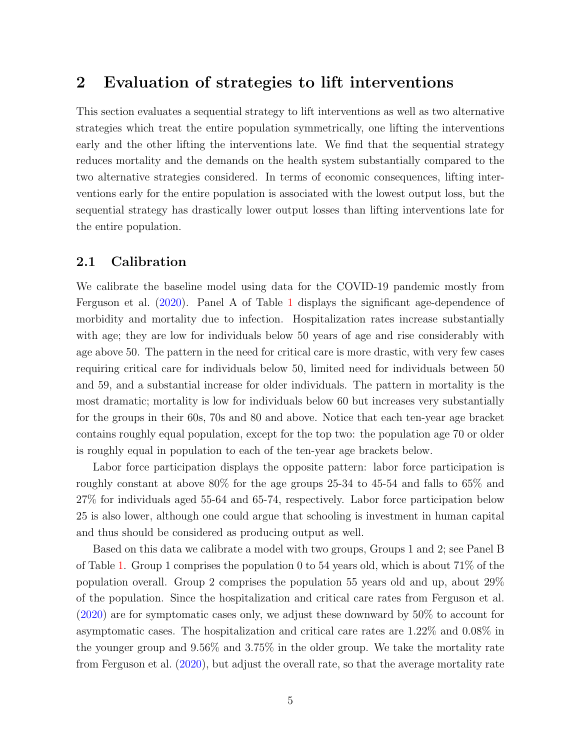## 2 Evaluation of strategies to lift interventions

This section evaluates a sequential strategy to lift interventions as well as two alternative strategies which treat the entire population symmetrically, one lifting the interventions early and the other lifting the interventions late. We find that the sequential strategy reduces mortality and the demands on the health system substantially compared to the two alternative strategies considered. In terms of economic consequences, lifting interventions early for the entire population is associated with the lowest output loss, but the sequential strategy has drastically lower output losses than lifting interventions late for the entire population.

### 2.1 Calibration

We calibrate the baseline model using data for the COVID-19 pandemic mostly from Ferguson et al. (2020). Panel A of Table 1 displays the significant age-dependence of morbidity and mortality due to infection. Hospitalization rates increase substantially with age; they are low for individuals below 50 years of age and rise considerably with age above 50. The pattern in the need for critical care is more drastic, with very few cases requiring critical care for individuals below 50, limited need for individuals between 50 and 59, and a substantial increase for older individuals. The pattern in mortality is the most dramatic; mortality is low for individuals below 60 but increases very substantially for the groups in their 60s, 70s and 80 and above. Notice that each ten-year age bracket contains roughly equal population, except for the top two: the population age 70 or older is roughly equal in population to each of the ten-year age brackets below.

Labor force participation displays the opposite pattern: labor force participation is roughly constant at above 80% for the age groups 25-34 to 45-54 and falls to 65% and 27% for individuals aged 55-64 and 65-74, respectively. Labor force participation below 25 is also lower, although one could argue that schooling is investment in human capital and thus should be considered as producing output as well.

Based on this data we calibrate a model with two groups, Groups 1 and 2; see Panel B of Table 1. Group 1 comprises the population 0 to 54 years old, which is about 71% of the population overall. Group 2 comprises the population 55 years old and up, about 29% of the population. Since the hospitalization and critical care rates from Ferguson et al. (2020) are for symptomatic cases only, we adjust these downward by 50% to account for asymptomatic cases. The hospitalization and critical care rates are 1.22% and 0.08% in the younger group and 9.56% and 3.75% in the older group. We take the mortality rate from Ferguson et al. (2020), but adjust the overall rate, so that the average mortality rate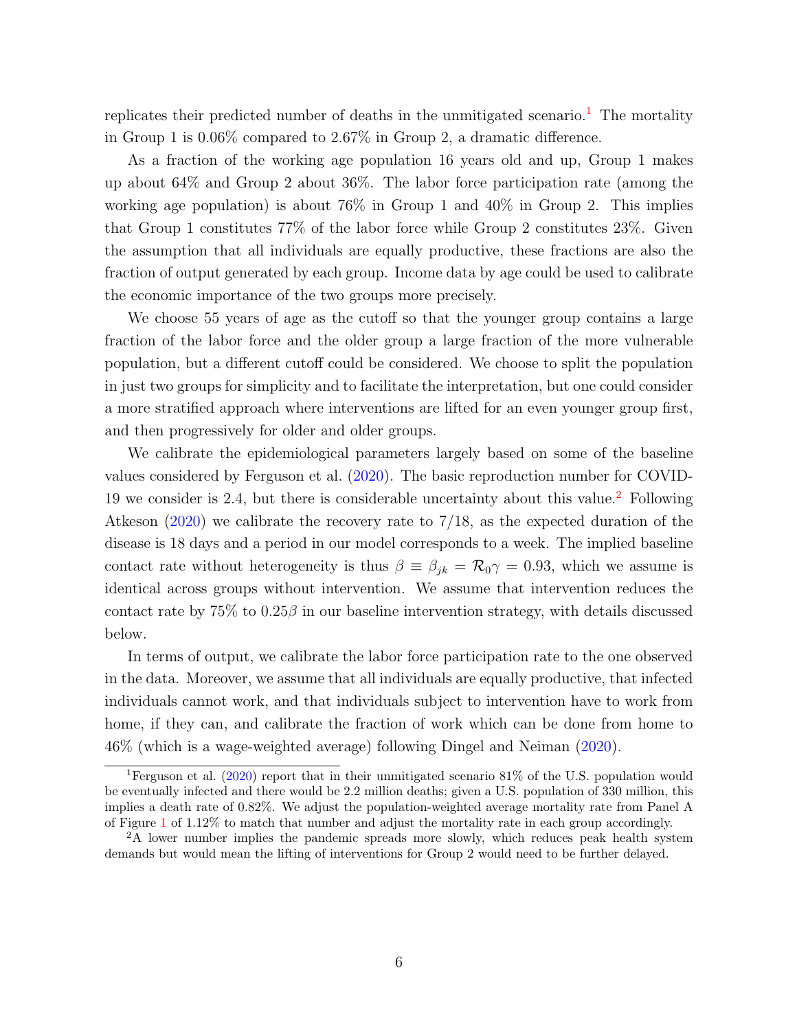replicates their predicted number of deaths in the unmitigated scenario.[1] The mortality in Group 1 is 0.06% compared to 2.67% in Group 2, a dramatic difference.

As a fraction of the working age population 16 years old and up, Group 1 makes up about 64% and Group 2 about 36%. The labor force participation rate (among the working age population) is about 76% in Group 1 and 40% in Group 2. This implies that Group 1 constitutes 77% of the labor force while Group 2 constitutes 23%. Given the assumption that all individuals are equally productive, these fractions are also the fraction of output generated by each group. Income data by age could be used to calibrate the economic importance of the two groups more precisely.

We choose 55 years of age as the cutoff so that the younger group contains a large fraction of the labor force and the older group a large fraction of the more vulnerable population, but a different cutoff could be considered. We choose to split the population in just two groups for simplicity and to facilitate the interpretation, but one could consider a more stratified approach where interventions are lifted for an even younger group first, and then progressively for older and older groups.

We calibrate the epidemiological parameters largely based on some of the baseline values considered by Ferguson et al. (2020). The basic reproduction number for COVID-19 we consider is 2.4, but there is considerable uncertainty about this value.[2] Following Atkeson (2020) we calibrate the recovery rate to 7/18, as the expected duration of the disease is 18 days and a period in our model corresponds to a week. The implied baseline contact rate without heterogeneity is thus $\beta \equiv \beta_{jk} = \mathcal{R}_0 \gamma = 0.93$, which we assume is identical across groups without intervention. We assume that intervention reduces the contact rate by 75% to $0.25\beta$ in our baseline intervention strategy, with details discussed below.

In terms of output, we calibrate the labor force participation rate to the one observed in the data. Moreover, we assume that all individuals are equally productive, that infected individuals cannot work, and that individuals subject to intervention have to work from home, if they can, and calibrate the fraction of work which can be done from home to 46% (which is a wage-weighted average) following Dingel and Neiman (2020).

[1] Ferguson et al. (2020) report that in their unmitigated scenario 81% of the U.S. population would be eventually infected and there would be 2.2 million deaths; given a U.S. population of 330 million, this implies a death rate of 0.82%. We adjust the population-weighted average mortality rate from Panel A of Figure 1 of 1.12% to match that number and adjust the mortality rate in each group accordingly.

[2] A lower number implies the pandemic spreads more slowly, which reduces peak health system demands but would mean the lifting of interventions for Group 2 would need to be further delayed.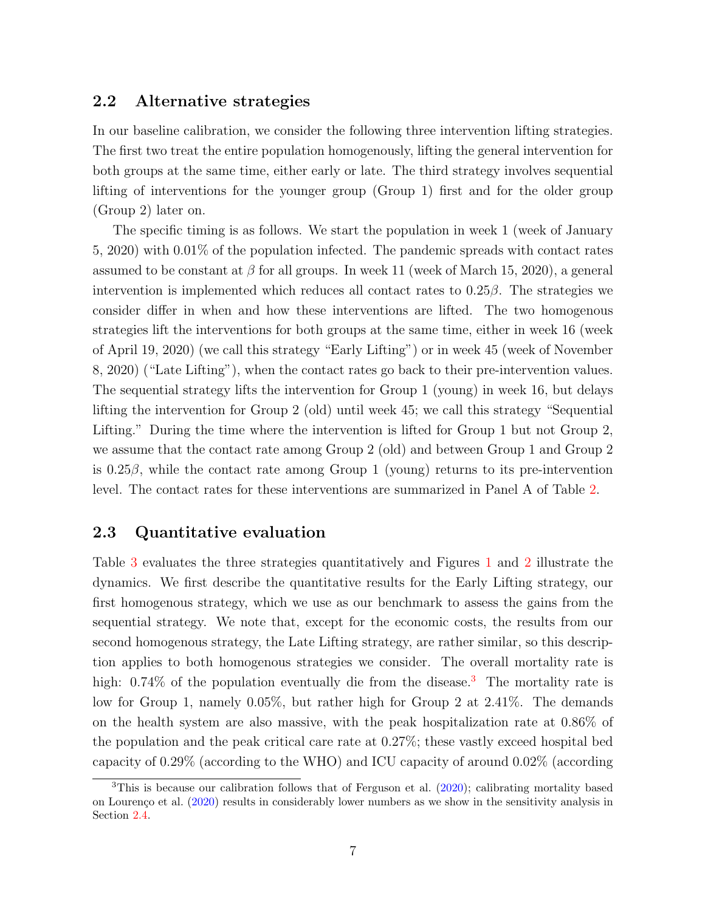## 2.2 Alternative strategies

In our baseline calibration, we consider the following three intervention lifting strategies. The first two treat the entire population homogenously, lifting the general intervention for both groups at the same time, either early or late. The third strategy involves sequential lifting of interventions for the younger group (Group 1) first and for the older group (Group 2) later on.

The specific timing is as follows. We start the population in week 1 (week of January 5, 2020) with 0.01% of the population infected. The pandemic spreads with contact rates assumed to be constant at $\beta$ for all groups. In week 11 (week of March 15, 2020), a general intervention is implemented which reduces all contact rates to $0.25\beta$. The strategies we consider differ in when and how these interventions are lifted. The two homogenous strategies lift the interventions for both groups at the same time, either in week 16 (week of April 19, 2020) (we call this strategy "Early Lifting") or in week 45 (week of November 8, 2020) ("Late Lifting"), when the contact rates go back to their pre-intervention values. The sequential strategy lifts the intervention for Group 1 (young) in week 16, but delays lifting the intervention for Group 2 (old) until week 45; we call this strategy "Sequential Lifting." During the time where the intervention is lifted for Group 1 but not Group 2, we assume that the contact rate among Group 2 (old) and between Group 1 and Group 2 is $0.25\beta$, while the contact rate among Group 1 (young) returns to its pre-intervention level. The contact rates for these interventions are summarized in Panel A of Table 2.

## 2.3 Quantitative evaluation

Table 3 evaluates the three strategies quantitatively and Figures 1 and 2 illustrate the dynamics. We first describe the quantitative results for the Early Lifting strategy, our first homogenous strategy, which we use as our benchmark to assess the gains from the sequential strategy. We note that, except for the economic costs, the results from our second homogenous strategy, the Late Lifting strategy, are rather similar, so this description applies to both homogenous strategies we consider. The overall mortality rate is high: 0.74% of the population eventually die from the disease.[3] The mortality rate is low for Group 1, namely 0.05%, but rather high for Group 2 at 2.41%. The demands on the health system are also massive, with the peak hospitalization rate at 0.86% of the population and the peak critical care rate at 0.27%; these vastly exceed hospital bed capacity of 0.29% (according to the WHO) and ICU capacity of around 0.02% (according

[3] This is because our calibration follows that of Ferguson et al. (2020); calibrating mortality based on Lourenço et al. (2020) results in considerably lower numbers as we show in the sensitivity analysis in Section 2.4.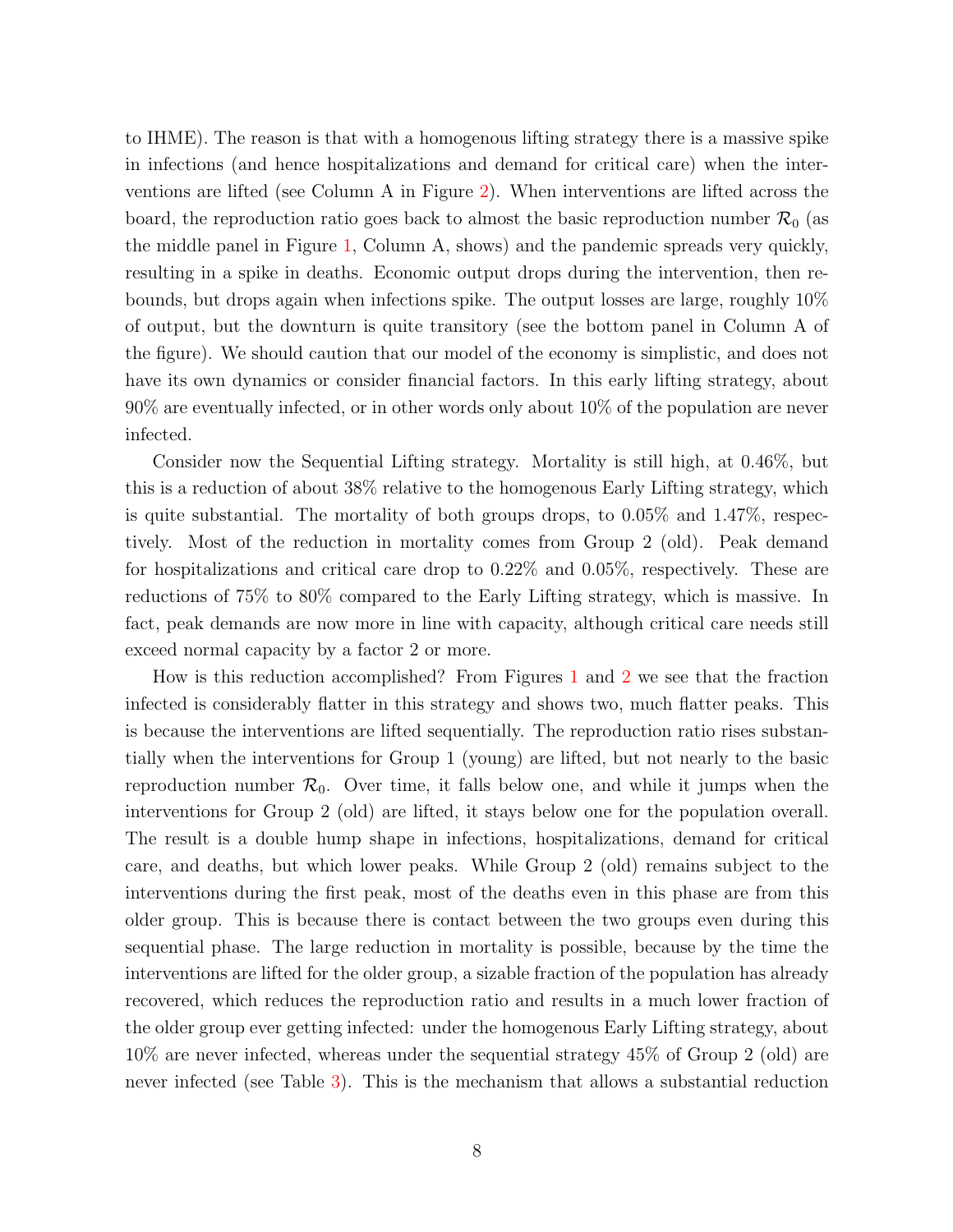to IHME). The reason is that with a homogenous lifting strategy there is a massive spike in infections (and hence hospitalizations and demand for critical care) when the interventions are lifted (see Column A in Figure 2). When interventions are lifted across the board, the reproduction ratio goes back to almost the basic reproduction number $\mathcal{R}_0$ (as the middle panel in Figure 1, Column A, shows) and the pandemic spreads very quickly, resulting in a spike in deaths. Economic output drops during the intervention, then rebounds, but drops again when infections spike. The output losses are large, roughly 10% of output, but the downturn is quite transitory (see the bottom panel in Column A of the figure). We should caution that our model of the economy is simplistic, and does not have its own dynamics or consider financial factors. In this early lifting strategy, about 90% are eventually infected, or in other words only about 10% of the population are never infected.

Consider now the Sequential Lifting strategy. Mortality is still high, at 0.46%, but this is a reduction of about 38% relative to the homogenous Early Lifting strategy, which is quite substantial. The mortality of both groups drops, to 0.05% and 1.47%, respectively. Most of the reduction in mortality comes from Group 2 (old). Peak demand for hospitalizations and critical care drop to 0.22% and 0.05%, respectively. These are reductions of 75% to 80% compared to the Early Lifting strategy, which is massive. In fact, peak demands are now more in line with capacity, although critical care needs still exceed normal capacity by a factor 2 or more.

How is this reduction accomplished? From Figures 1 and 2 we see that the fraction infected is considerably flatter in this strategy and shows two, much flatter peaks. This is because the interventions are lifted sequentially. The reproduction ratio rises substantially when the interventions for Group 1 (young) are lifted, but not nearly to the basic reproduction number $\mathcal{R}_0$. Over time, it falls below one, and while it jumps when the interventions for Group 2 (old) are lifted, it stays below one for the population overall. The result is a double hump shape in infections, hospitalizations, demand for critical care, and deaths, but which lower peaks. While Group 2 (old) remains subject to the interventions during the first peak, most of the deaths even in this phase are from this older group. This is because there is contact between the two groups even during this sequential phase. The large reduction in mortality is possible, because by the time the interventions are lifted for the older group, a sizable fraction of the population has already recovered, which reduces the reproduction ratio and results in a much lower fraction of the older group ever getting infected: under the homogenous Early Lifting strategy, about 10% are never infected, whereas under the sequential strategy 45% of Group 2 (old) are never infected (see Table 3). This is the mechanism that allows a substantial reduction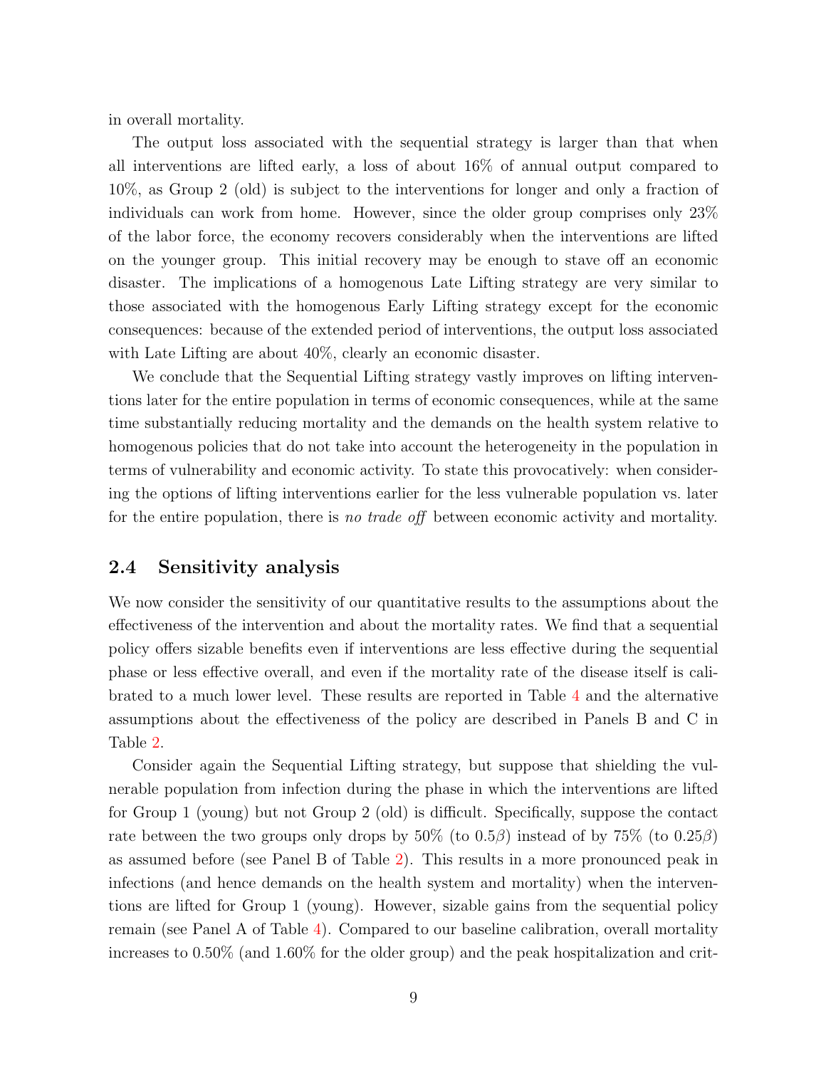in overall mortality.

The output loss associated with the sequential strategy is larger than that when all interventions are lifted early, a loss of about 16% of annual output compared to 10%, as Group 2 (old) is subject to the interventions for longer and only a fraction of individuals can work from home. However, since the older group comprises only 23% of the labor force, the economy recovers considerably when the interventions are lifted on the younger group. This initial recovery may be enough to stave off an economic disaster. The implications of a homogenous Late Lifting strategy are very similar to those associated with the homogenous Early Lifting strategy except for the economic consequences: because of the extended period of interventions, the output loss associated with Late Lifting are about 40%, clearly an economic disaster.

We conclude that the Sequential Lifting strategy vastly improves on lifting interventions later for the entire population in terms of economic consequences, while at the same time substantially reducing mortality and the demands on the health system relative to homogenous policies that do not take into account the heterogeneity in the population in terms of vulnerability and economic activity. To state this provocatively: when considering the options of lifting interventions earlier for the less vulnerable population vs. later for the entire population, there is *no trade off* between economic activity and mortality.

## 2.4 Sensitivity analysis

We now consider the sensitivity of our quantitative results to the assumptions about the effectiveness of the intervention and about the mortality rates. We find that a sequential policy offers sizable benefits even if interventions are less effective during the sequential phase or less effective overall, and even if the mortality rate of the disease itself is calibrated to a much lower level. These results are reported in Table 4 and the alternative assumptions about the effectiveness of the policy are described in Panels B and C in Table 2.

Consider again the Sequential Lifting strategy, but suppose that shielding the vulnerable population from infection during the phase in which the interventions are lifted for Group 1 (young) but not Group 2 (old) is difficult. Specifically, suppose the contact rate between the two groups only drops by 50% (to $0.5\beta$) instead of by 75% (to $0.25\beta$) as assumed before (see Panel B of Table 2). This results in a more pronounced peak in infections (and hence demands on the health system and mortality) when the interventions are lifted for Group 1 (young). However, sizable gains from the sequential policy remain (see Panel A of Table 4). Compared to our baseline calibration, overall mortality increases to 0.50% (and 1.60% for the older group) and the peak hospitalization and crit-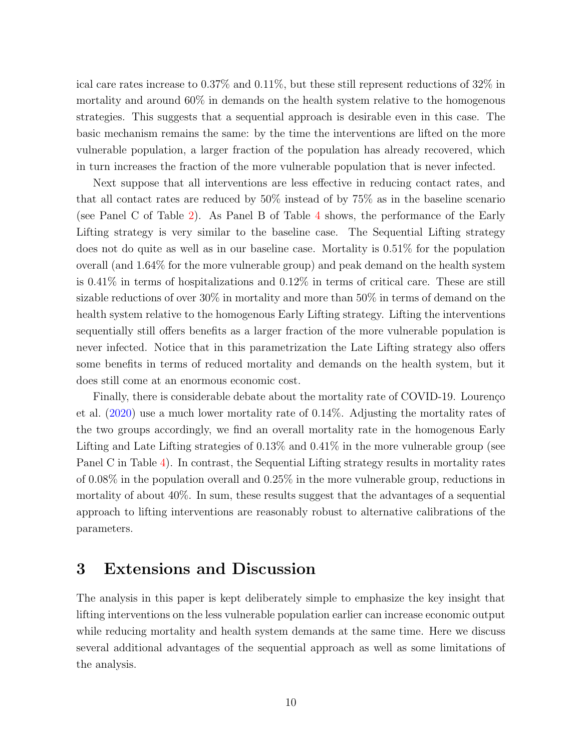ical care rates increase to 0.37% and 0.11%, but these still represent reductions of 32% in mortality and around 60% in demands on the health system relative to the homogenous strategies. This suggests that a sequential approach is desirable even in this case. The basic mechanism remains the same: by the time the interventions are lifted on the more vulnerable population, a larger fraction of the population has already recovered, which in turn increases the fraction of the more vulnerable population that is never infected.

Next suppose that all interventions are less effective in reducing contact rates, and that all contact rates are reduced by 50% instead of by 75% as in the baseline scenario (see Panel C of Table 2). As Panel B of Table 4 shows, the performance of the Early Lifting strategy is very similar to the baseline case. The Sequential Lifting strategy does not do quite as well as in our baseline case. Mortality is 0.51% for the population overall (and 1.64% for the more vulnerable group) and peak demand on the health system is 0.41% in terms of hospitalizations and 0.12% in terms of critical care. These are still sizable reductions of over 30% in mortality and more than 50% in terms of demand on the health system relative to the homogenous Early Lifting strategy. Lifting the interventions sequentially still offers benefits as a larger fraction of the more vulnerable population is never infected. Notice that in this parametrization the Late Lifting strategy also offers some benefits in terms of reduced mortality and demands on the health system, but it does still come at an enormous economic cost.

Finally, there is considerable debate about the mortality rate of COVID-19. Lourenço et al. (2020) use a much lower mortality rate of 0.14%. Adjusting the mortality rates of the two groups accordingly, we find an overall mortality rate in the homogenous Early Lifting and Late Lifting strategies of 0.13% and 0.41% in the more vulnerable group (see Panel C in Table 4). In contrast, the Sequential Lifting strategy results in mortality rates of 0.08% in the population overall and 0.25% in the more vulnerable group, reductions in mortality of about 40%. In sum, these results suggest that the advantages of a sequential approach to lifting interventions are reasonably robust to alternative calibrations of the parameters.

# 3 Extensions and Discussion

The analysis in this paper is kept deliberately simple to emphasize the key insight that lifting interventions on the less vulnerable population earlier can increase economic output while reducing mortality and health system demands at the same time. Here we discuss several additional advantages of the sequential approach as well as some limitations of the analysis.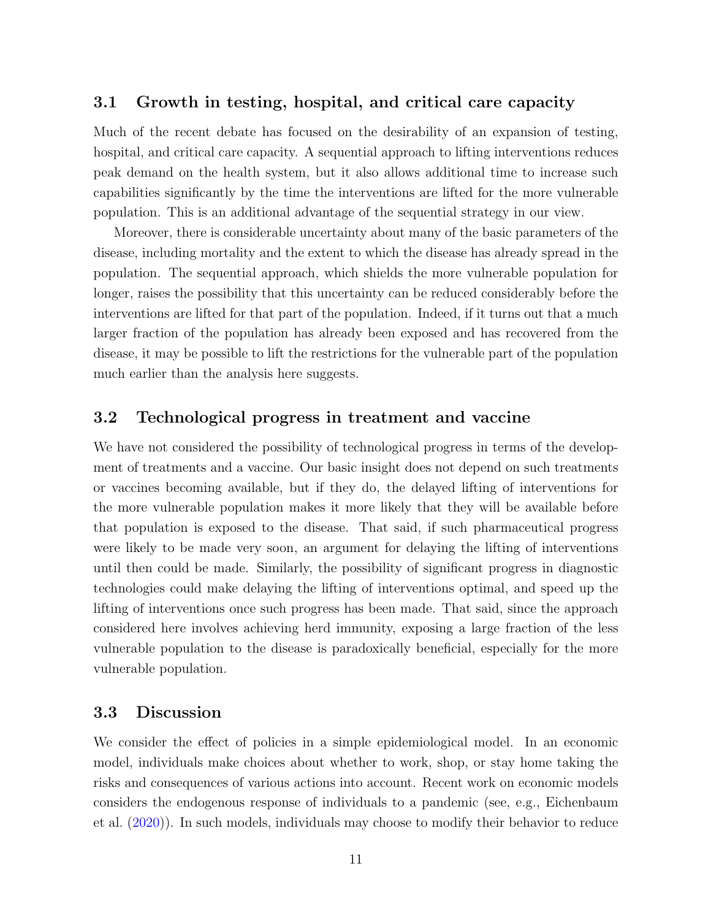### 3.1 Growth in testing, hospital, and critical care capacity

Much of the recent debate has focused on the desirability of an expansion of testing, hospital, and critical care capacity. A sequential approach to lifting interventions reduces peak demand on the health system, but it also allows additional time to increase such capabilities significantly by the time the interventions are lifted for the more vulnerable population. This is an additional advantage of the sequential strategy in our view.

Moreover, there is considerable uncertainty about many of the basic parameters of the disease, including mortality and the extent to which the disease has already spread in the population. The sequential approach, which shields the more vulnerable population for longer, raises the possibility that this uncertainty can be reduced considerably before the interventions are lifted for that part of the population. Indeed, if it turns out that a much larger fraction of the population has already been exposed and has recovered from the disease, it may be possible to lift the restrictions for the vulnerable part of the population much earlier than the analysis here suggests.

### 3.2 Technological progress in treatment and vaccine

We have not considered the possibility of technological progress in terms of the development of treatments and a vaccine. Our basic insight does not depend on such treatments or vaccines becoming available, but if they do, the delayed lifting of interventions for the more vulnerable population makes it more likely that they will be available before that population is exposed to the disease. That said, if such pharmaceutical progress were likely to be made very soon, an argument for delaying the lifting of interventions until then could be made. Similarly, the possibility of significant progress in diagnostic technologies could make delaying the lifting of interventions optimal, and speed up the lifting of interventions once such progress has been made. That said, since the approach considered here involves achieving herd immunity, exposing a large fraction of the less vulnerable population to the disease is paradoxically beneficial, especially for the more vulnerable population.

### 3.3 Discussion

We consider the effect of policies in a simple epidemiological model. In an economic model, individuals make choices about whether to work, shop, or stay home taking the risks and consequences of various actions into account. Recent work on economic models considers the endogenous response of individuals to a pandemic (see, e.g., Eichenbaum et al. (2020)). In such models, individuals may choose to modify their behavior to reduce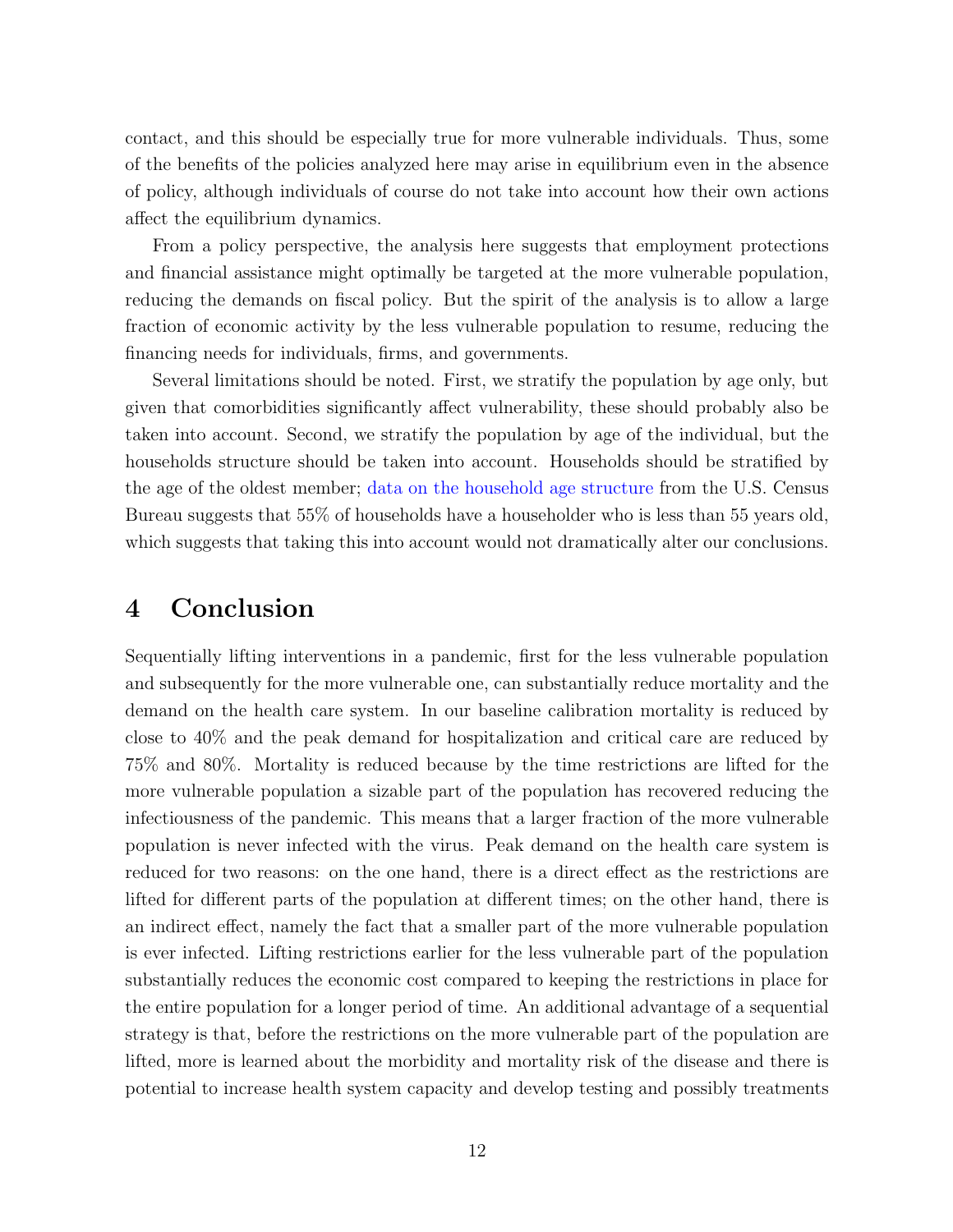contact, and this should be especially true for more vulnerable individuals. Thus, some of the benefits of the policies analyzed here may arise in equilibrium even in the absence of policy, although individuals of course do not take into account how their own actions affect the equilibrium dynamics.

From a policy perspective, the analysis here suggests that employment protections and financial assistance might optimally be targeted at the more vulnerable population, reducing the demands on fiscal policy. But the spirit of the analysis is to allow a large fraction of economic activity by the less vulnerable population to resume, reducing the financing needs for individuals, firms, and governments.

Several limitations should be noted. First, we stratify the population by age only, but given that comorbidities significantly affect vulnerability, these should probably also be taken into account. Second, we stratify the population by age of the individual, but the households structure should be taken into account. Households should be stratified by the age of the oldest member; data on the household age structure from the U.S. Census Bureau suggests that 55% of households have a householder who is less than 55 years old, which suggests that taking this into account would not dramatically alter our conclusions.

# 4 Conclusion

Sequentially lifting interventions in a pandemic, first for the less vulnerable population and subsequently for the more vulnerable one, can substantially reduce mortality and the demand on the health care system. In our baseline calibration mortality is reduced by close to 40% and the peak demand for hospitalization and critical care are reduced by 75% and 80%. Mortality is reduced because by the time restrictions are lifted for the more vulnerable population a sizable part of the population has recovered reducing the infectiousness of the pandemic. This means that a larger fraction of the more vulnerable population is never infected with the virus. Peak demand on the health care system is reduced for two reasons: on the one hand, there is a direct effect as the restrictions are lifted for different parts of the population at different times; on the other hand, there is an indirect effect, namely the fact that a smaller part of the more vulnerable population is ever infected. Lifting restrictions earlier for the less vulnerable part of the population substantially reduces the economic cost compared to keeping the restrictions in place for the entire population for a longer period of time. An additional advantage of a sequential strategy is that, before the restrictions on the more vulnerable part of the population are lifted, more is learned about the morbidity and mortality risk of the disease and there is potential to increase health system capacity and develop testing and possibly treatments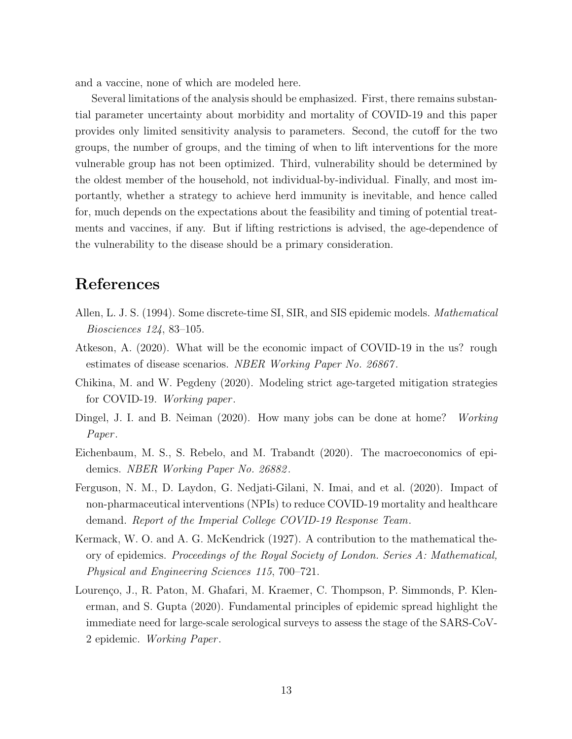and a vaccine, none of which are modeled here.

Several limitations of the analysis should be emphasized. First, there remains substantial parameter uncertainty about morbidity and mortality of COVID-19 and this paper provides only limited sensitivity analysis to parameters. Second, the cutoff for the two groups, the number of groups, and the timing of when to lift interventions for the more vulnerable group has not been optimized. Third, vulnerability should be determined by the oldest member of the household, not individual-by-individual. Finally, and most importantly, whether a strategy to achieve herd immunity is inevitable, and hence called for, much depends on the expectations about the feasibility and timing of potential treatments and vaccines, if any. But if lifting restrictions is advised, the age-dependence of the vulnerability to the disease should be a primary consideration.

# References

Allen, L. J. S. (1994). Some discrete-time SI, SIR, and SIS epidemic models. *Mathematical Biosciences 124*, 83–105.

Atkeson, A. (2020). What will be the economic impact of COVID-19 in the us? rough estimates of disease scenarios. *NBER Working Paper No. 26867*.

Chikina, M. and W. Pegdeny (2020). Modeling strict age-targeted mitigation strategies for COVID-19. *Working paper*.

Dingel, J. I. and B. Neiman (2020). How many jobs can be done at home? *Working Paper*.

Eichenbaum, M. S., S. Rebelo, and M. Trabandt (2020). The macroeconomics of epidemics. *NBER Working Paper No. 26882*.

Ferguson, N. M., D. Laydon, G. Nedjati-Gilani, N. Imai, and et al. (2020). Impact of non-pharmaceutical interventions (NPIs) to reduce COVID-19 mortality and healthcare demand. *Report of the Imperial College COVID-19 Response Team*.

Kermack, W. O. and A. G. McKendrick (1927). A contribution to the mathematical theory of epidemics. *Proceedings of the Royal Society of London. Series A: Mathematical, Physical and Engineering Sciences 115*, 700–721.

Lourenço, J., R. Paton, M. Ghafari, M. Kraemer, C. Thompson, P. Simmonds, P. Klenerman, and S. Gupta (2020). Fundamental principles of epidemic spread highlight the immediate need for large-scale serological surveys to assess the stage of the SARS-CoV-2 epidemic. *Working Paper*.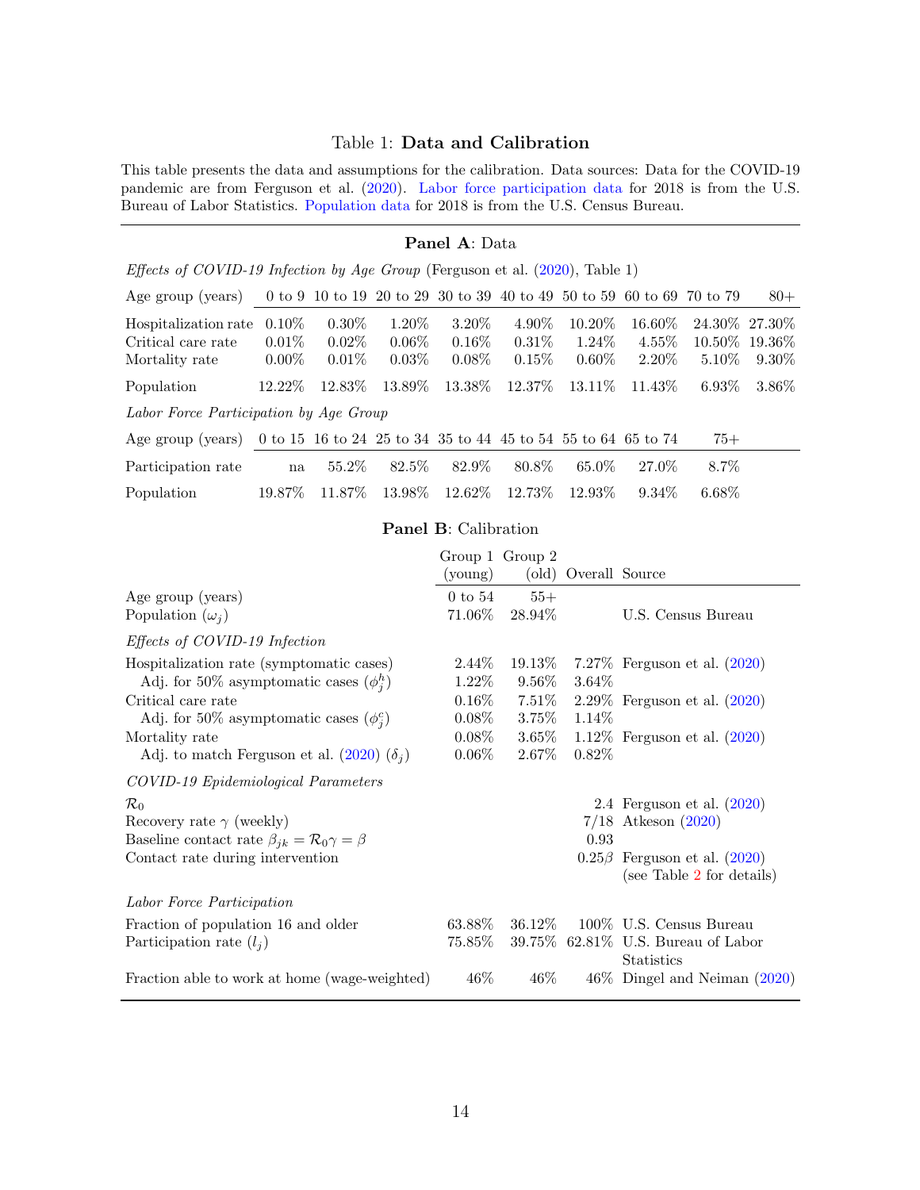Table 1: **Data and Calibration**

This table presents the data and assumptions for the calibration. Data sources: Data for the COVID-19 pandemic are from Ferguson et al. (2020). Labor force participation data for 2018 is from the U.S. Bureau of Labor Statistics. Population data for 2018 is from the U.S. Census Bureau.

**Panel A**: Data

*Effects of COVID-19 Infection by Age Group* (Ferguson et al. (2020), Table 1)

| Age group (years) | 0 to 9 | 10 to 19 | 20 to 29 | 30 to 39 | 40 to 49 | 50 to 59 | 60 to 69 | 70 to 79 | 80+ |
|---|---|---|---|---|---|---|---|---|---|
| Hospitalization rate | 0.10% | 0.30% | 1.20% | 3.20% | 4.90% | 10.20% | 16.60% | 24.30% | 27.30% |
| Critical care rate | 0.01% | 0.02% | 0.06% | 0.16% | 0.31% | 1.24% | 4.55% | 10.50% | 19.36% |
| Mortality rate | 0.00% | 0.01% | 0.03% | 0.08% | 0.15% | 0.60% | 2.20% | 5.10% | 9.30% |
| Population | 12.22% | 12.83% | 13.89% | 13.38% | 12.37% | 13.11% | 11.43% | 6.93% | 3.86% |

*Labor Force Participation by Age Group*

| Age group (years) | 0 to 15 | 16 to 24 | 25 to 34 | 35 to 44 | 45 to 54 | 55 to 64 | 65 to 74 | 75+ |
|---|---|---|---|---|---|---|---|---|
| Participation rate | na | 55.2% | 82.5% | 82.9% | 80.8% | 65.0% | 27.0% | 8.7% |
| Population | 19.87% | 11.87% | 13.98% | 12.62% | 12.73% | 12.93% | 9.34% | 6.68% |

**Panel B**: Calibration

| | Group 1 (young) | Group 2 (old) | Overall | Source |
|---|---|---|---|---|
| Age group (years) | 0 to 54 | 55+ | | |
| Population ($\omega_j$) | 71.06% | 28.94% | | U.S. Census Bureau |
| *Effects of COVID-19 Infection* | | | | |
| Hospitalization rate (symptomatic cases) | 2.44% | 19.13% | 7.27% | Ferguson et al. (2020) |
| Adj. for 50% asymptomatic cases ($\phi_j^h$) | 1.22% | 9.56% | 3.64% | |
| Critical care rate | 0.16% | 7.51% | 2.29% | Ferguson et al. (2020) |
| Adj. for 50% asymptomatic cases ($\phi_j^c$) | 0.08% | 3.75% | 1.14% | |
| Mortality rate | 0.08% | 3.65% | 1.12% | Ferguson et al. (2020) |
| Adj. to match Ferguson et al. (2020) ($\delta_j$) | 0.06% | 2.67% | 0.82% | |
| *COVID-19 Epidemiological Parameters* | | | | |
| $\mathcal{R}_0$ | | | 2.4 | Ferguson et al. (2020) |
| Recovery rate $\gamma$ (weekly) | | | 7/18 | Atkeson (2020) |
| Baseline contact rate $\beta_{jk} = \mathcal{R}_0 \gamma = \beta$ | | | 0.93 | |
| Contact rate during intervention | | | $0.25\beta$ | Ferguson et al. (2020) (see Table 2 for details) |
| *Labor Force Participation* | | | | |
| Fraction of population 16 and older | 63.88% | 36.12% | 100% | U.S. Census Bureau |
| Participation rate ($l_j$) | 75.85% | 39.75% | 62.81% | U.S. Bureau of Labor Statistics |
| Fraction able to work at home (wage-weighted) | 46% | 46% | 46% | Dingel and Neiman (2020) |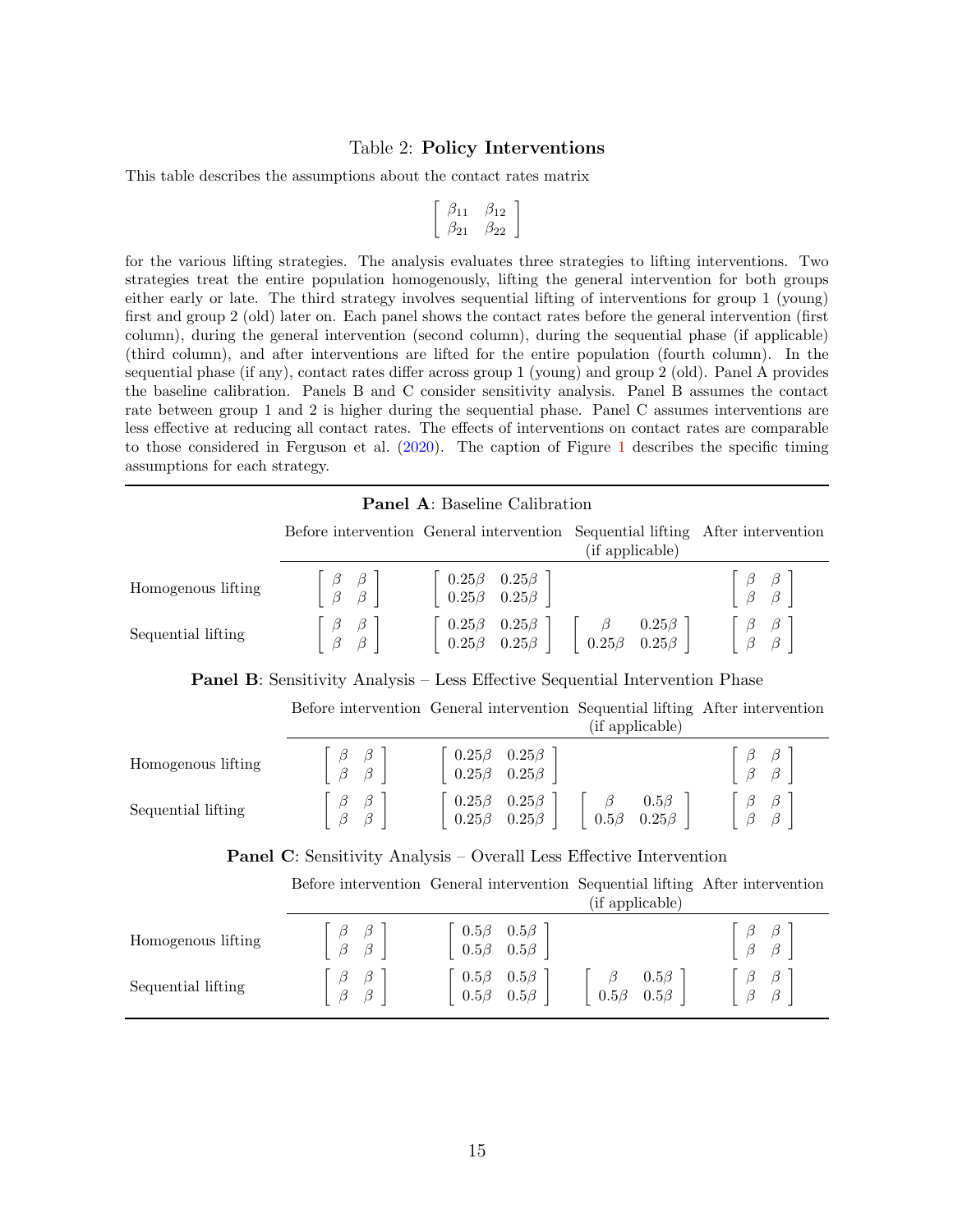Table 2: **Policy Interventions**

This table describes the assumptions about the contact rates matrix

$$\begin{bmatrix} \beta_{11} & \beta_{12} \\ \beta_{21} & \beta_{22} \end{bmatrix}$$

for the various lifting strategies. The analysis evaluates three strategies to lifting interventions. Two strategies treat the entire population homogenously, lifting the general intervention for both groups either early or late. The third strategy involves sequential lifting of interventions for group 1 (young) first and group 2 (old) later on. Each panel shows the contact rates before the general intervention (first column), during the general intervention (second column), during the sequential phase (if applicable) (third column), and after interventions are lifted for the entire population (fourth column). In the sequential phase (if any), contact rates differ across group 1 (young) and group 2 (old). Panel A provides the baseline calibration. Panels B and C consider sensitivity analysis. Panel B assumes the contact rate between group 1 and 2 is higher during the sequential phase. Panel C assumes interventions are less effective at reducing all contact rates. The effects of interventions on contact rates are comparable to those considered in Ferguson et al. (2020). The caption of Figure 1 describes the specific timing assumptions for each strategy.

**Panel A**: Baseline Calibration

| | Before intervention | General intervention | Sequential lifting (if applicable) | After intervention |
|---|---|---|---|---|
| Homogenous lifting | $\begin{bmatrix} \beta & \beta \\ \beta & \beta \end{bmatrix}$ | $\begin{bmatrix} 0.25\beta & 0.25\beta \\ 0.25\beta & 0.25\beta \end{bmatrix}$ | | $\begin{bmatrix} \beta & \beta \\ \beta & \beta \end{bmatrix}$ |
| Sequential lifting | $\begin{bmatrix} \beta & \beta \\ \beta & \beta \end{bmatrix}$ | $\begin{bmatrix} 0.25\beta & 0.25\beta \\ 0.25\beta & 0.25\beta \end{bmatrix}$ | $\begin{bmatrix} \beta & 0.25\beta \\ 0.25\beta & 0.25\beta \end{bmatrix}$ | $\begin{bmatrix} \beta & \beta \\ \beta & \beta \end{bmatrix}$ |

**Panel B**: Sensitivity Analysis – Less Effective Sequential Intervention Phase

| | Before intervention | General intervention | Sequential lifting (if applicable) | After intervention |
|---|---|---|---|---|
| Homogenous lifting | $\begin{bmatrix} \beta & \beta \\ \beta & \beta \end{bmatrix}$ | $\begin{bmatrix} 0.25\beta & 0.25\beta \\ 0.25\beta & 0.25\beta \end{bmatrix}$ | | $\begin{bmatrix} \beta & \beta \\ \beta & \beta \end{bmatrix}$ |
| Sequential lifting | $\begin{bmatrix} \beta & \beta \\ \beta & \beta \end{bmatrix}$ | $\begin{bmatrix} 0.25\beta & 0.25\beta \\ 0.25\beta & 0.25\beta \end{bmatrix}$ | $\begin{bmatrix} \beta & 0.5\beta \\ 0.5\beta & 0.25\beta \end{bmatrix}$ | $\begin{bmatrix} \beta & \beta \\ \beta & \beta \end{bmatrix}$ |

**Panel C**: Sensitivity Analysis – Overall Less Effective Intervention

| | Before intervention | General intervention | Sequential lifting (if applicable) | After intervention |
|---|---|---|---|---|
| Homogenous lifting | $\begin{bmatrix} \beta & \beta \\ \beta & \beta \end{bmatrix}$ | $\begin{bmatrix} 0.5\beta & 0.5\beta \\ 0.5\beta & 0.5\beta \end{bmatrix}$ | | $\begin{bmatrix} \beta & \beta \\ \beta & \beta \end{bmatrix}$ |
| Sequential lifting | $\begin{bmatrix} \beta & \beta \\ \beta & \beta \end{bmatrix}$ | $\begin{bmatrix} 0.5\beta & 0.5\beta \\ 0.5\beta & 0.5\beta \end{bmatrix}$ | $\begin{bmatrix} \beta & 0.5\beta \\ 0.5\beta & 0.5\beta \end{bmatrix}$ | $\begin{bmatrix} \beta & \beta \\ \beta & \beta \end{bmatrix}$ |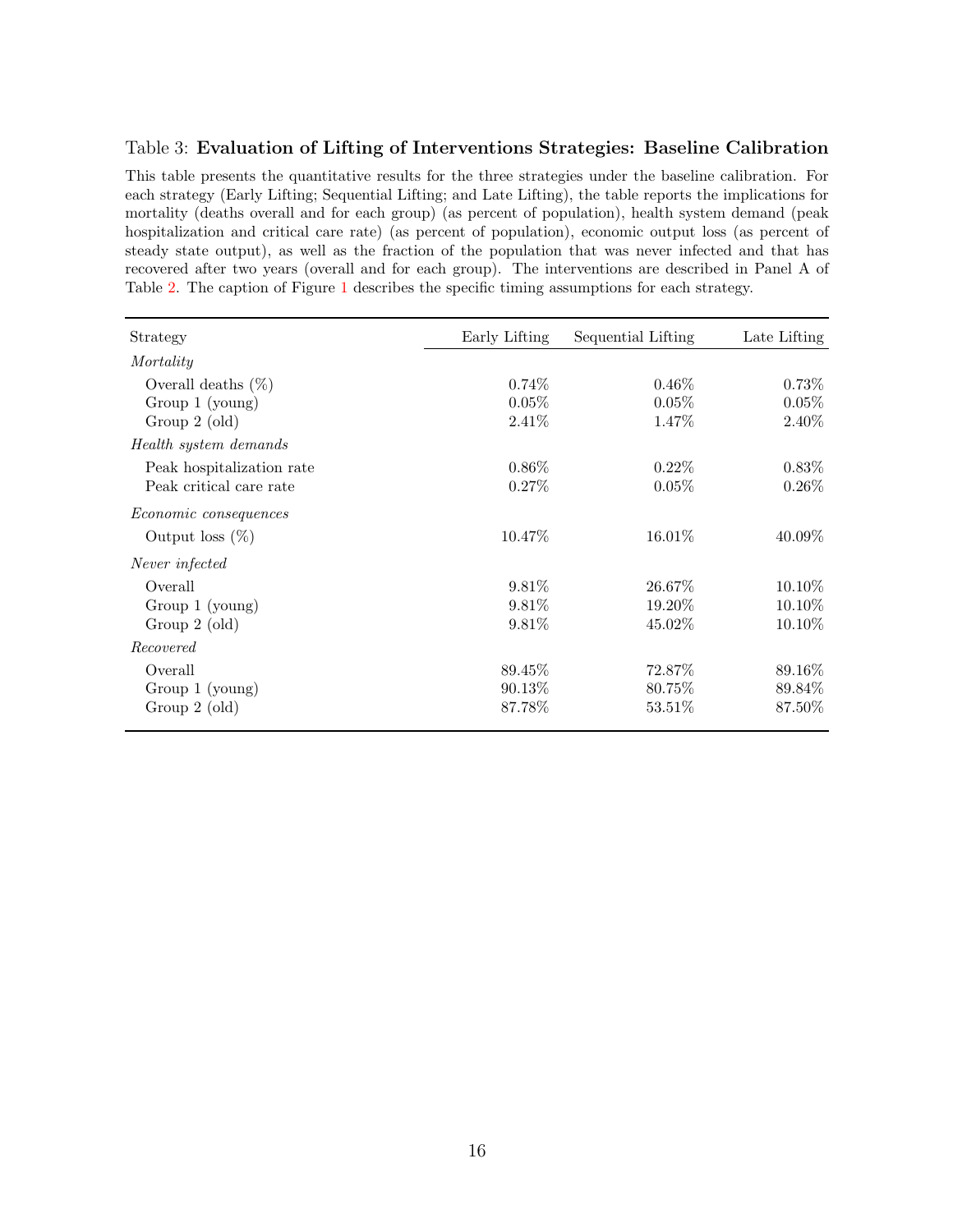Table 3: **Evaluation of Lifting of Interventions Strategies: Baseline Calibration**

This table presents the quantitative results for the three strategies under the baseline calibration. For each strategy (Early Lifting; Sequential Lifting; and Late Lifting), the table reports the implications for mortality (deaths overall and for each group) (as percent of population), health system demand (peak hospitalization and critical care rate) (as percent of population), economic output loss (as percent of steady state output), as well as the fraction of the population that was never infected and that has recovered after two years (overall and for each group). The interventions are described in Panel A of Table 2. The caption of Figure 1 describes the specific timing assumptions for each strategy.

| Strategy | Early Lifting | Sequential Lifting | Late Lifting |
|---|---|---|---|
| *Mortality* | | | |
| Overall deaths (%) | 0.74% | 0.46% | 0.73% |
| Group 1 (young) | 0.05% | 0.05% | 0.05% |
| Group 2 (old) | 2.41% | 1.47% | 2.40% |
| *Health system demands* | | | |
| Peak hospitalization rate | 0.86% | 0.22% | 0.83% |
| Peak critical care rate | 0.27% | 0.05% | 0.26% |
| *Economic consequences* | | | |
| Output loss (%) | 10.47% | 16.01% | 40.09% |
| *Never infected* | | | |
| Overall | 9.81% | 26.67% | 10.10% |
| Group 1 (young) | 9.81% | 19.20% | 10.10% |
| Group 2 (old) | 9.81% | 45.02% | 10.10% |
| *Recovered* | | | |
| Overall | 89.45% | 72.87% | 89.16% |
| Group 1 (young) | 90.13% | 80.75% | 89.84% |
| Group 2 (old) | 87.78% | 53.51% | 87.50% |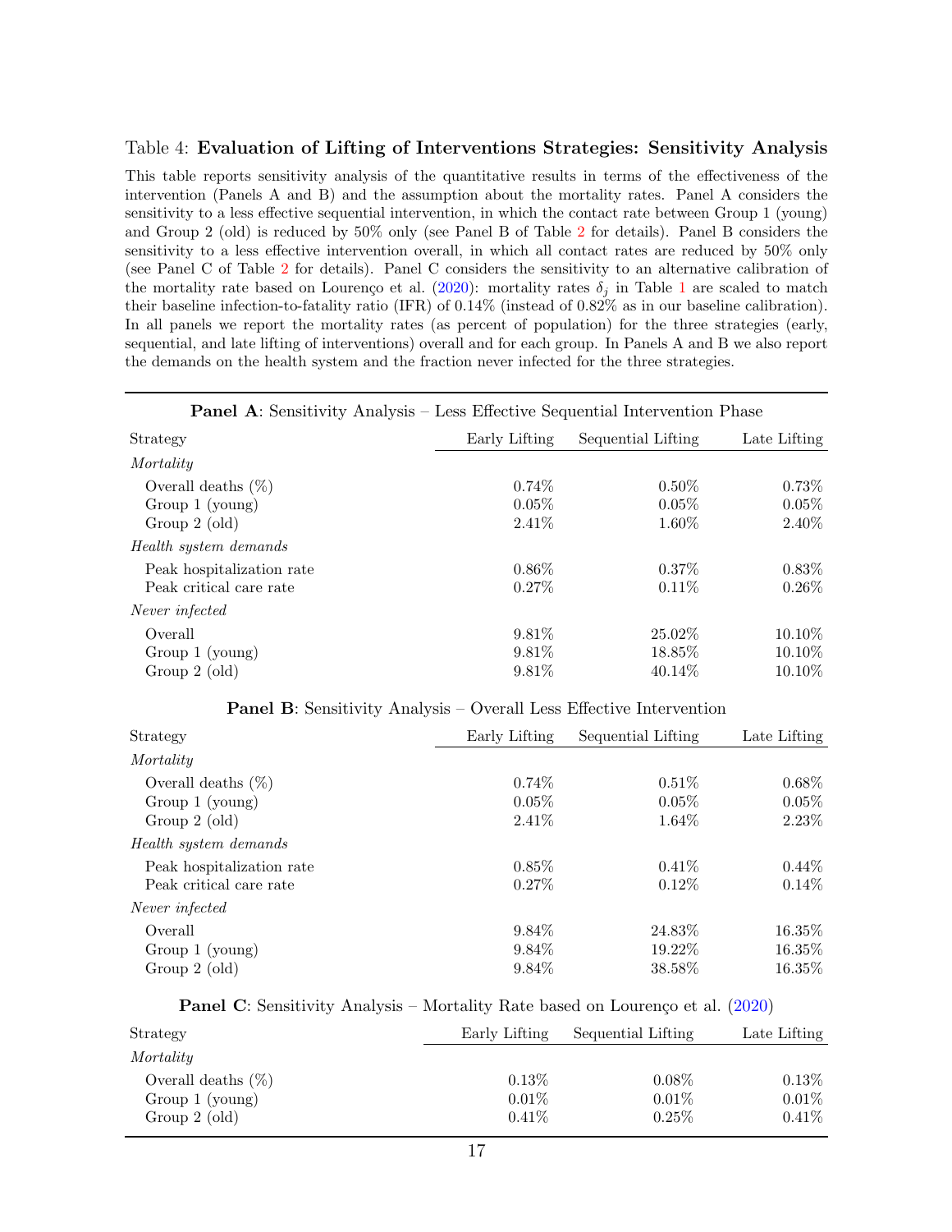Table 4: **Evaluation of Lifting of Interventions Strategies: Sensitivity Analysis**

This table reports sensitivity analysis of the quantitative results in terms of the effectiveness of the intervention (Panels A and B) and the assumption about the mortality rates. Panel A considers the sensitivity to a less effective sequential intervention, in which the contact rate between Group 1 (young) and Group 2 (old) is reduced by 50% only (see Panel B of Table 2 for details). Panel B considers the sensitivity to a less effective intervention overall, in which all contact rates are reduced by 50% only (see Panel C of Table 2 for details). Panel C considers the sensitivity to an alternative calibration of the mortality rate based on Lourenço et al. (2020): mortality rates $\delta_j$ in Table 1 are scaled to match their baseline infection-to-fatality ratio (IFR) of 0.14% (instead of 0.82% as in our baseline calibration). In all panels we report the mortality rates (as percent of population) for the three strategies (early, sequential, and late lifting of interventions) overall and for each group. In Panels A and B we also report the demands on the health system and the fraction never infected for the three strategies.

**Panel A**: Sensitivity Analysis – Less Effective Sequential Intervention Phase

| Strategy | Early Lifting | Sequential Lifting | Late Lifting |
|---|---|---|---|
| *Mortality* | | | |
| Overall deaths (%) | 0.74% | 0.50% | 0.73% |
| Group 1 (young) | 0.05% | 0.05% | 0.05% |
| Group 2 (old) | 2.41% | 1.60% | 2.40% |
| *Health system demands* | | | |
| Peak hospitalization rate | 0.86% | 0.37% | 0.83% |
| Peak critical care rate | 0.27% | 0.11% | 0.26% |
| *Never infected* | | | |
| Overall | 9.81% | 25.02% | 10.10% |
| Group 1 (young) | 9.81% | 18.85% | 10.10% |
| Group 2 (old) | 9.81% | 40.14% | 10.10% |

**Panel B**: Sensitivity Analysis – Overall Less Effective Intervention

| Strategy | Early Lifting | Sequential Lifting | Late Lifting |
|---|---|---|---|
| *Mortality* | | | |
| Overall deaths (%) | 0.74% | 0.51% | 0.68% |
| Group 1 (young) | 0.05% | 0.05% | 0.05% |
| Group 2 (old) | 2.41% | 1.64% | 2.23% |
| *Health system demands* | | | |
| Peak hospitalization rate | 0.85% | 0.41% | 0.44% |
| Peak critical care rate | 0.27% | 0.12% | 0.14% |
| *Never infected* | | | |
| Overall | 9.84% | 24.83% | 16.35% |
| Group 1 (young) | 9.84% | 19.22% | 16.35% |
| Group 2 (old) | 9.84% | 38.58% | 16.35% |

**Panel C**: Sensitivity Analysis – Mortality Rate based on Lourenço et al. (2020)

| Strategy | Early Lifting | Sequential Lifting | Late Lifting |
|---|---|---|---|
| *Mortality* | | | |
| Overall deaths (%) | 0.13% | 0.08% | 0.13% |
| Group 1 (young) | 0.01% | 0.01% | 0.01% |
| Group 2 (old) | 0.41% | 0.25% | 0.41% |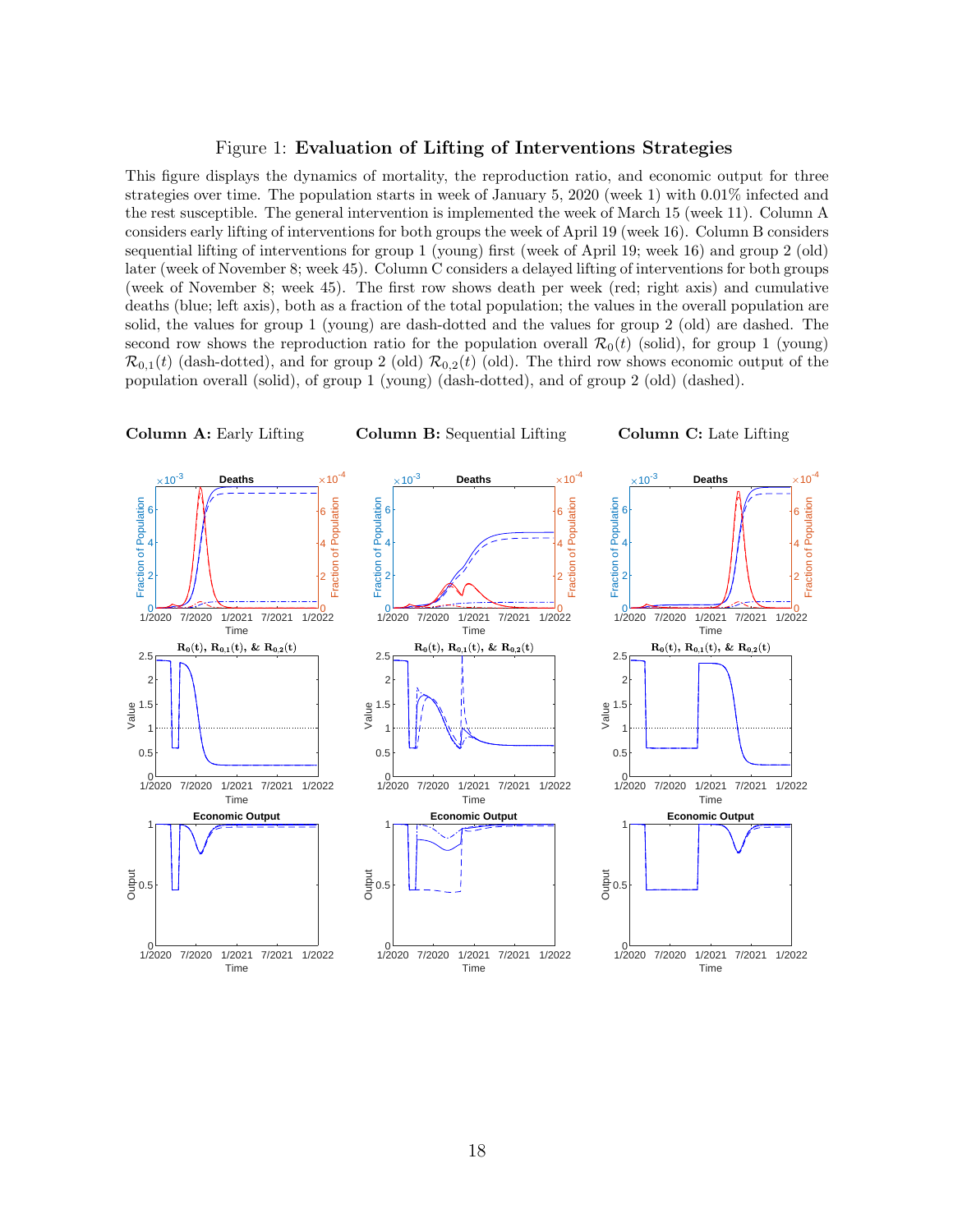Figure 1: **Evaluation of Lifting of Interventions Strategies**

This figure displays the dynamics of mortality, the reproduction ratio, and economic output for three strategies over time. The population starts in week of January 5, 2020 (week 1) with 0.01% infected and the rest susceptible. The general intervention is implemented the week of March 15 (week 11). Column A considers early lifting of interventions for both groups the week of April 19 (week 16). Column B considers sequential lifting of interventions for group 1 (young) first (week of April 19; week 16) and group 2 (old) later (week of November 8; week 45). Column C considers a delayed lifting of interventions for both groups (week of November 8; week 45). The first row shows death per week (red; right axis) and cumulative deaths (blue; left axis), both as a fraction of the total population; the values in the overall population are solid, the values for group 1 (young) are dash-dotted and the values for group 2 (old) are dashed. The second row shows the reproduction ratio for the population overall $\mathcal{R}_0(t)$ (solid), for group 1 (young) $\mathcal{R}_{0,1}(t)$ (dash-dotted), and for group 2 (old) $\mathcal{R}_{0,2}(t)$ (old). The third row shows economic output of the population overall (solid), of group 1 (young) (dash-dotted), and of group 2 (old) (dashed).

**Column A:** Early Lifting

**Column B:** Sequential Lifting

**Column C:** Late Lifting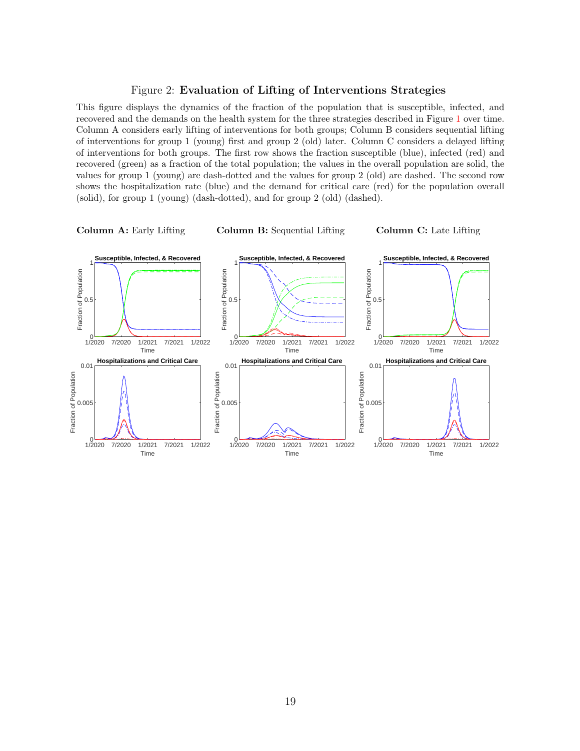Figure 2: **Evaluation of Lifting of Interventions Strategies**

This figure displays the dynamics of the fraction of the population that is susceptible, infected, and recovered and the demands on the health system for the three strategies described in Figure 1 over time. Column A considers early lifting of interventions for both groups; Column B considers sequential lifting of interventions for group 1 (young) first and group 2 (old) later. Column C considers a delayed lifting of interventions for both groups. The first row shows the fraction susceptible (blue), infected (red) and recovered (green) as a fraction of the total population; the values in the overall population are solid, the values for group 1 (young) are dash-dotted and the values for group 2 (old) are dashed. The second row shows the hospitalization rate (blue) and the demand for critical care (red) for the population overall (solid), for group 1 (young) (dash-dotted), and for group 2 (old) (dashed).

**Column A:** Early Lifting

**Column B:** Sequential Lifting

**Column C:** Late Lifting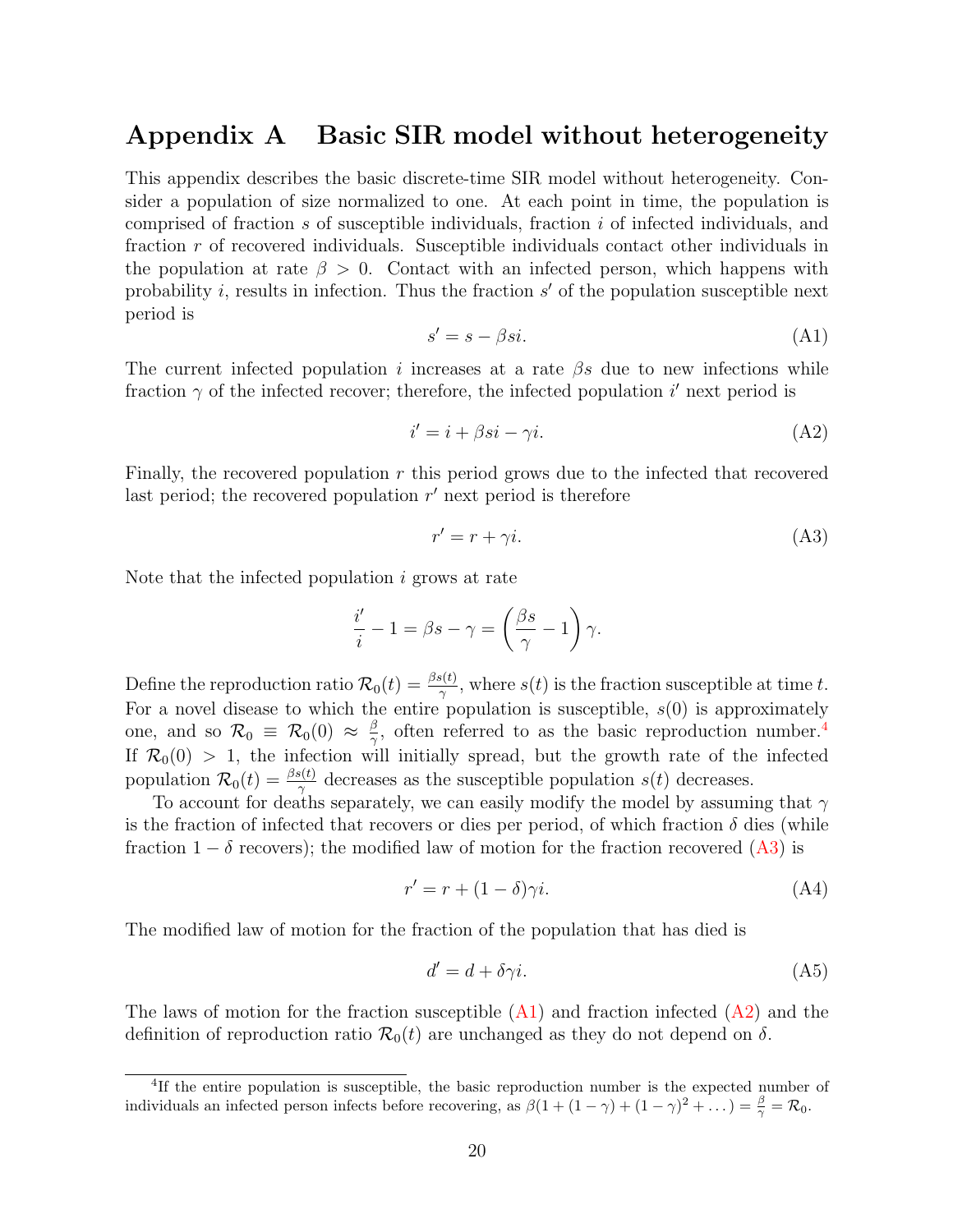# Appendix A Basic SIR model without heterogeneity

This appendix describes the basic discrete-time SIR model without heterogeneity. Consider a population of size normalized to one. At each point in time, the population is comprised of fraction $s$ of susceptible individuals, fraction $i$ of infected individuals, and fraction $r$ of recovered individuals. Susceptible individuals contact other individuals in the population at rate $\beta > 0$. Contact with an infected person, which happens with probability $i$, results in infection. Thus the fraction $s'$ of the population susceptible next period is

$$s' = s - \beta s i. \tag{A1}$$

The current infected population $i$ increases at a rate $\beta s$ due to new infections while fraction $\gamma$ of the infected recover; therefore, the infected population $i'$ next period is

$$i' = i + \beta s i - \gamma i. \tag{A2}$$

Finally, the recovered population $r$ this period grows due to the infected that recovered last period; the recovered population $r'$ next period is therefore

$$r' = r + \gamma i. \tag{A3}$$

Note that the infected population $i$ grows at rate

$$\frac{i'}{i} - 1 = \beta s - \gamma = \left(\frac{\beta s}{\gamma} - 1\right)\gamma.$$

Define the reproduction ratio $\mathcal{R}_0(t) = \frac{\beta s(t)}{\gamma}$, where $s(t)$ is the fraction susceptible at time $t$. For a novel disease to which the entire population is susceptible, $s(0)$ is approximately one, and so $\mathcal{R}_0 \equiv \mathcal{R}_0(0) \approx \frac{\beta}{\gamma}$, often referred to as the basic reproduction number.[4] If $\mathcal{R}_0(0) > 1$, the infection will initially spread, but the growth rate of the infected population $\mathcal{R}_0(t) = \frac{\beta s(t)}{\gamma}$ decreases as the susceptible population $s(t)$ decreases.

To account for deaths separately, we can easily modify the model by assuming that $\gamma$ is the fraction of infected that recovers or dies per period, of which fraction $\delta$ dies (while fraction $1 - \delta$ recovers); the modified law of motion for the fraction recovered (A3) is

$$r' = r + (1 - \delta)\gamma i. \tag{A4}$$

The modified law of motion for the fraction of the population that has died is

$$d' = d + \delta \gamma i. \tag{A5}$$

The laws of motion for the fraction susceptible (A1) and fraction infected (A2) and the definition of reproduction ratio $\mathcal{R}_0(t)$ are unchanged as they do not depend on $\delta$.

[4] If the entire population is susceptible, the basic reproduction number is the expected number of individuals an infected person infects before recovering, as $\beta(1 + (1-\gamma) + (1-\gamma)^2 + \dots) = \frac{\beta}{\gamma} = \mathcal{R}_0$.